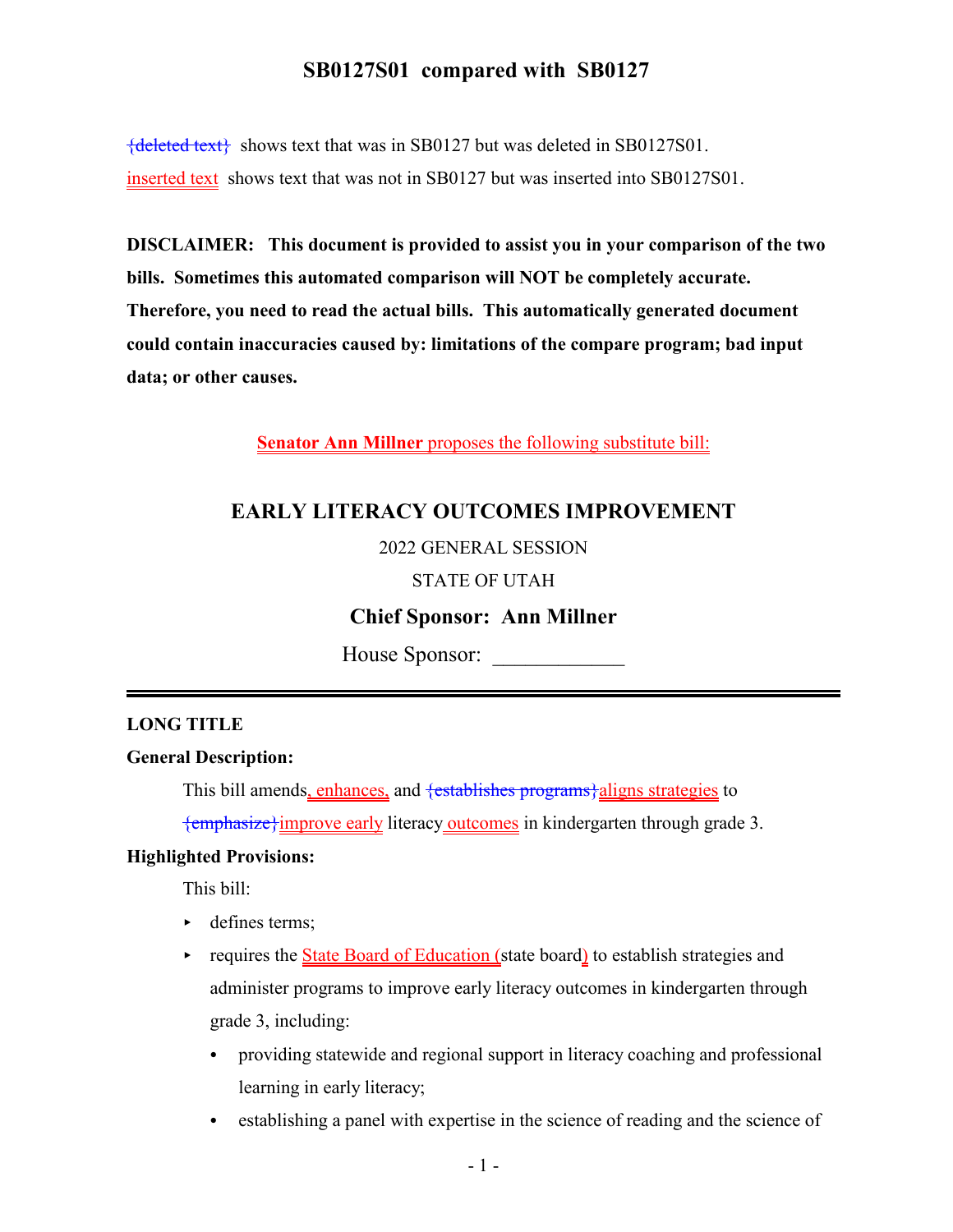# SB0127S01 compared with SB0127

{deleted text} shows text that was in SB0127 but was deleted in SB0127S01.

inserted text shows text that was not in SB0127 but was inserted into SB0127S01.

**DISCLAIMER: This document is provided to assist you in your comparison of the two bills. Sometimes this automated comparison will NOT be completely accurate. Therefore, you need to read the actual bills. This automatically generated document could contain inaccuracies caused by: limitations of the compare program; bad input data; or other causes.**

**Senator Ann Millner** proposes the following substitute bill:

## EARLY LITERACY OUTCOMES IMPROVEMENT

2022 GENERAL SESSION

STATE OF UTAH

**Chief Sponsor: Ann Millner**

House Sponsor: ____________

**LONG TITLE**

**General Description:**

This bill amends, enhances, and {establishes programs}aligns strategies to {emphasize}improve early literacy outcomes in kindergarten through grade 3.

**Highlighted Provisions:**

This bill:

- defines terms;
- requires the State Board of Education (state board) to establish strategies and administer programs to improve early literacy outcomes in kindergarten through grade 3, including:
  - providing statewide and regional support in literacy coaching and professional learning in early literacy;
  - establishing a panel with expertise in the science of reading and the science of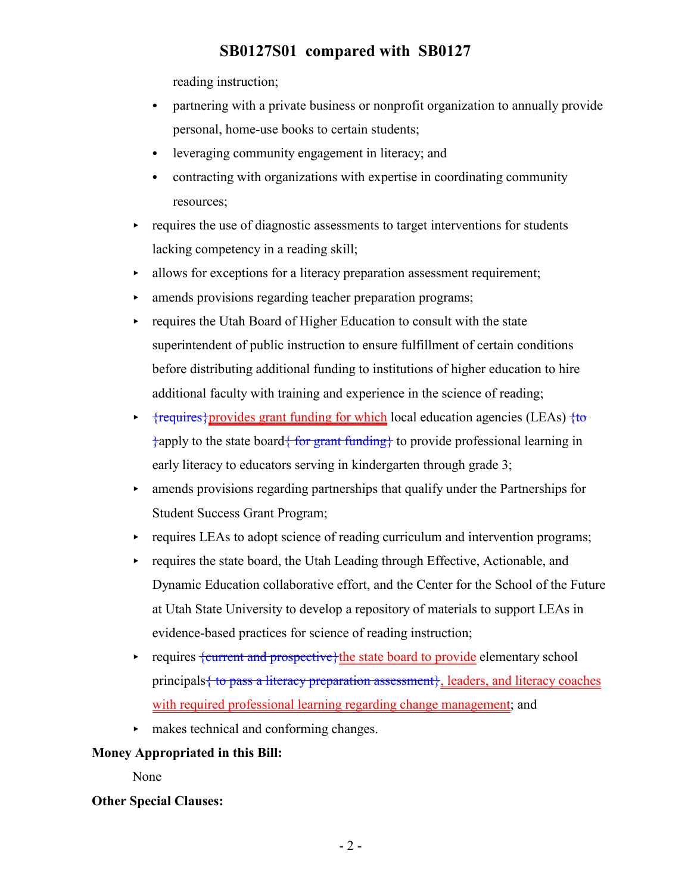reading instruction;

- partnering with a private business or nonprofit organization to annually provide personal, home-use books to certain students;
- leveraging community engagement in literacy; and
- contracting with organizations with expertise in coordinating community resources;

▸ requires the use of diagnostic assessments to target interventions for students lacking competency in a reading skill;

▸ allows for exceptions for a literacy preparation assessment requirement;

▸ amends provisions regarding teacher preparation programs;

▸ requires the Utah Board of Higher Education to consult with the state superintendent of public instruction to ensure fulfillment of certain conditions before distributing additional funding to institutions of higher education to hire additional faculty with training and experience in the science of reading;

▸ ~~{requires}~~provides grant funding for which local education agencies (LEAs) ~~{to }~~apply to the state board~~{ for grant funding}~~ to provide professional learning in early literacy to educators serving in kindergarten through grade 3;

▸ amends provisions regarding partnerships that qualify under the Partnerships for Student Success Grant Program;

▸ requires LEAs to adopt science of reading curriculum and intervention programs;

▸ requires the state board, the Utah Leading through Effective, Actionable, and Dynamic Education collaborative effort, and the Center for the School of the Future at Utah State University to develop a repository of materials to support LEAs in evidence-based practices for science of reading instruction;

▸ requires ~~{current and prospective}~~the state board to provide elementary school principals~~{ to pass a literacy preparation assessment}~~, leaders, and literacy coaches with required professional learning regarding change management; and

▸ makes technical and conforming changes.

**Money Appropriated in this Bill:**

None

**Other Special Clauses:**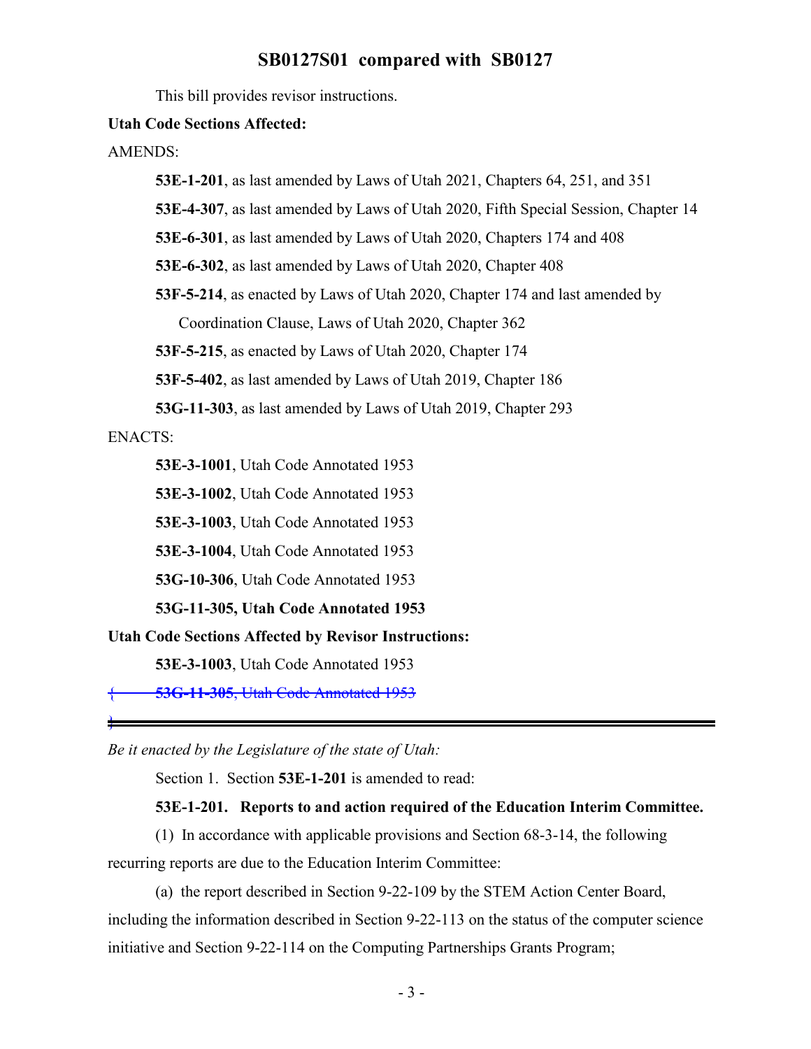This bill provides revisor instructions.

**Utah Code Sections Affected:**

AMENDS:

**53E-1-201**, as last amended by Laws of Utah 2021, Chapters 64, 251, and 351

**53E-4-307**, as last amended by Laws of Utah 2020, Fifth Special Session, Chapter 14

**53E-6-301**, as last amended by Laws of Utah 2020, Chapters 174 and 408

**53E-6-302**, as last amended by Laws of Utah 2020, Chapter 408

**53F-5-214**, as enacted by Laws of Utah 2020, Chapter 174 and last amended by Coordination Clause, Laws of Utah 2020, Chapter 362

**53F-5-215**, as enacted by Laws of Utah 2020, Chapter 174

**53F-5-402**, as last amended by Laws of Utah 2019, Chapter 186

**53G-11-303**, as last amended by Laws of Utah 2019, Chapter 293

ENACTS:

**53E-3-1001**, Utah Code Annotated 1953

**53E-3-1002**, Utah Code Annotated 1953

**53E-3-1003**, Utah Code Annotated 1953

**53E-3-1004**, Utah Code Annotated 1953

**53G-10-306**, Utah Code Annotated 1953

**53G-11-305, Utah Code Annotated 1953**

**Utah Code Sections Affected by Revisor Instructions:**

**53E-3-1003**, Utah Code Annotated 1953

{ ~~**53G-11-305**, Utah Code Annotated 1953~~

}

---

*Be it enacted by the Legislature of the state of Utah:*

Section 1. Section **53E-1-201** is amended to read:

**53E-1-201. Reports to and action required of the Education Interim Committee.**

(1) In accordance with applicable provisions and Section 68-3-14, the following recurring reports are due to the Education Interim Committee:

(a) the report described in Section 9-22-109 by the STEM Action Center Board, including the information described in Section 9-22-113 on the status of the computer science initiative and Section 9-22-114 on the Computing Partnerships Grants Program;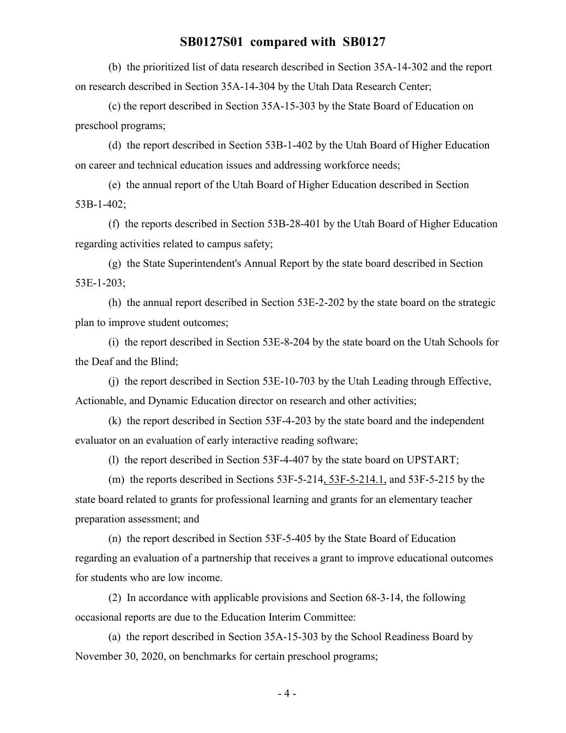(b) the prioritized list of data research described in Section 35A-14-302 and the report on research described in Section 35A-14-304 by the Utah Data Research Center;

(c) the report described in Section 35A-15-303 by the State Board of Education on preschool programs;

(d) the report described in Section 53B-1-402 by the Utah Board of Higher Education on career and technical education issues and addressing workforce needs;

(e) the annual report of the Utah Board of Higher Education described in Section 53B-1-402;

(f) the reports described in Section 53B-28-401 by the Utah Board of Higher Education regarding activities related to campus safety;

(g) the State Superintendent's Annual Report by the state board described in Section 53E-1-203;

(h) the annual report described in Section 53E-2-202 by the state board on the strategic plan to improve student outcomes;

(i) the report described in Section 53E-8-204 by the state board on the Utah Schools for the Deaf and the Blind;

(j) the report described in Section 53E-10-703 by the Utah Leading through Effective, Actionable, and Dynamic Education director on research and other activities;

(k) the report described in Section 53F-4-203 by the state board and the independent evaluator on an evaluation of early interactive reading software;

(l) the report described in Section 53F-4-407 by the state board on UPSTART;

(m) the reports described in Sections 53F-5-214, 53F-5-214.1, and 53F-5-215 by the state board related to grants for professional learning and grants for an elementary teacher preparation assessment; and

(n) the report described in Section 53F-5-405 by the State Board of Education regarding an evaluation of a partnership that receives a grant to improve educational outcomes for students who are low income.

(2) In accordance with applicable provisions and Section 68-3-14, the following occasional reports are due to the Education Interim Committee:

(a) the report described in Section 35A-15-303 by the School Readiness Board by November 30, 2020, on benchmarks for certain preschool programs;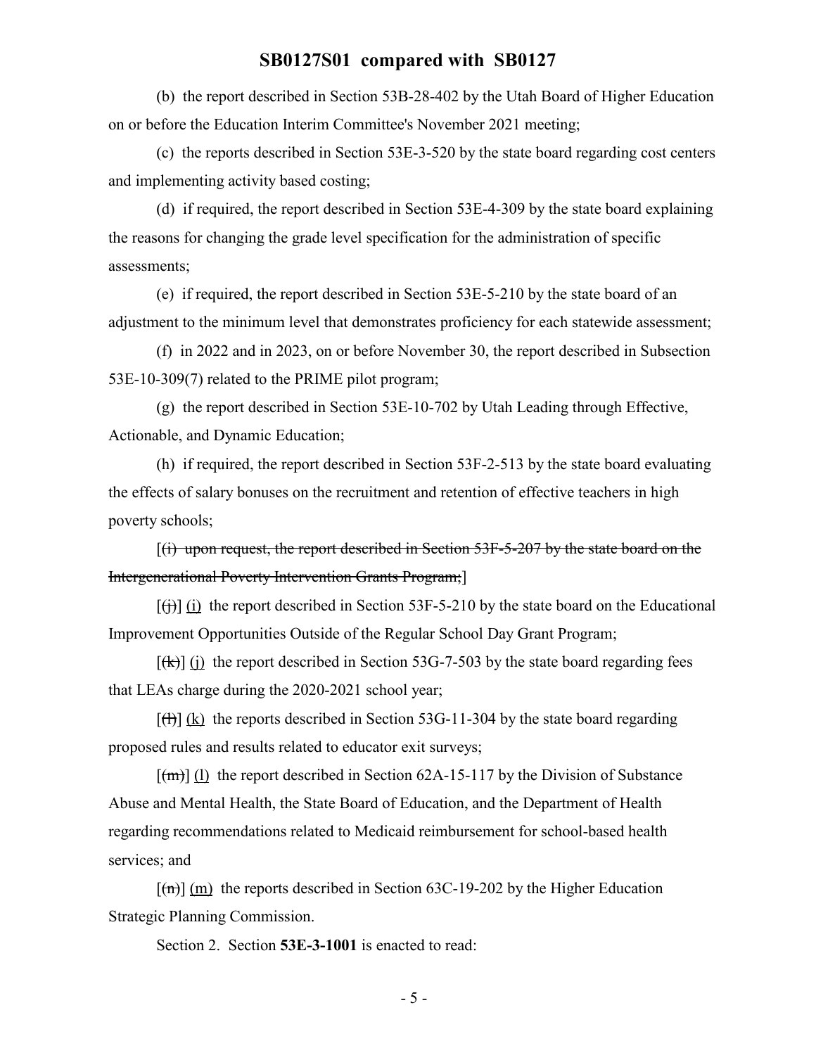(b) the report described in Section 53B-28-402 by the Utah Board of Higher Education on or before the Education Interim Committee's November 2021 meeting;

(c) the reports described in Section 53E-3-520 by the state board regarding cost centers and implementing activity based costing;

(d) if required, the report described in Section 53E-4-309 by the state board explaining the reasons for changing the grade level specification for the administration of specific assessments;

(e) if required, the report described in Section 53E-5-210 by the state board of an adjustment to the minimum level that demonstrates proficiency for each statewide assessment;

(f) in 2022 and in 2023, on or before November 30, the report described in Subsection 53E-10-309(7) related to the PRIME pilot program;

(g) the report described in Section 53E-10-702 by Utah Leading through Effective, Actionable, and Dynamic Education;

(h) if required, the report described in Section 53F-2-513 by the state board evaluating the effects of salary bonuses on the recruitment and retention of effective teachers in high poverty schools;

[~~(i) upon request, the report described in Section 53F-5-207 by the state board on the Intergenerational Poverty Intervention Grants Program;~~]

[~~(j)~~] (i) the report described in Section 53F-5-210 by the state board on the Educational Improvement Opportunities Outside of the Regular School Day Grant Program;

[~~(k)~~] (j) the report described in Section 53G-7-503 by the state board regarding fees that LEAs charge during the 2020-2021 school year;

[~~(l)~~] (k) the reports described in Section 53G-11-304 by the state board regarding proposed rules and results related to educator exit surveys;

[~~(m)~~] (l) the report described in Section 62A-15-117 by the Division of Substance Abuse and Mental Health, the State Board of Education, and the Department of Health regarding recommendations related to Medicaid reimbursement for school-based health services; and

[~~(n)~~] (m) the reports described in Section 63C-19-202 by the Higher Education Strategic Planning Commission.

Section 2. Section **53E-3-1001** is enacted to read: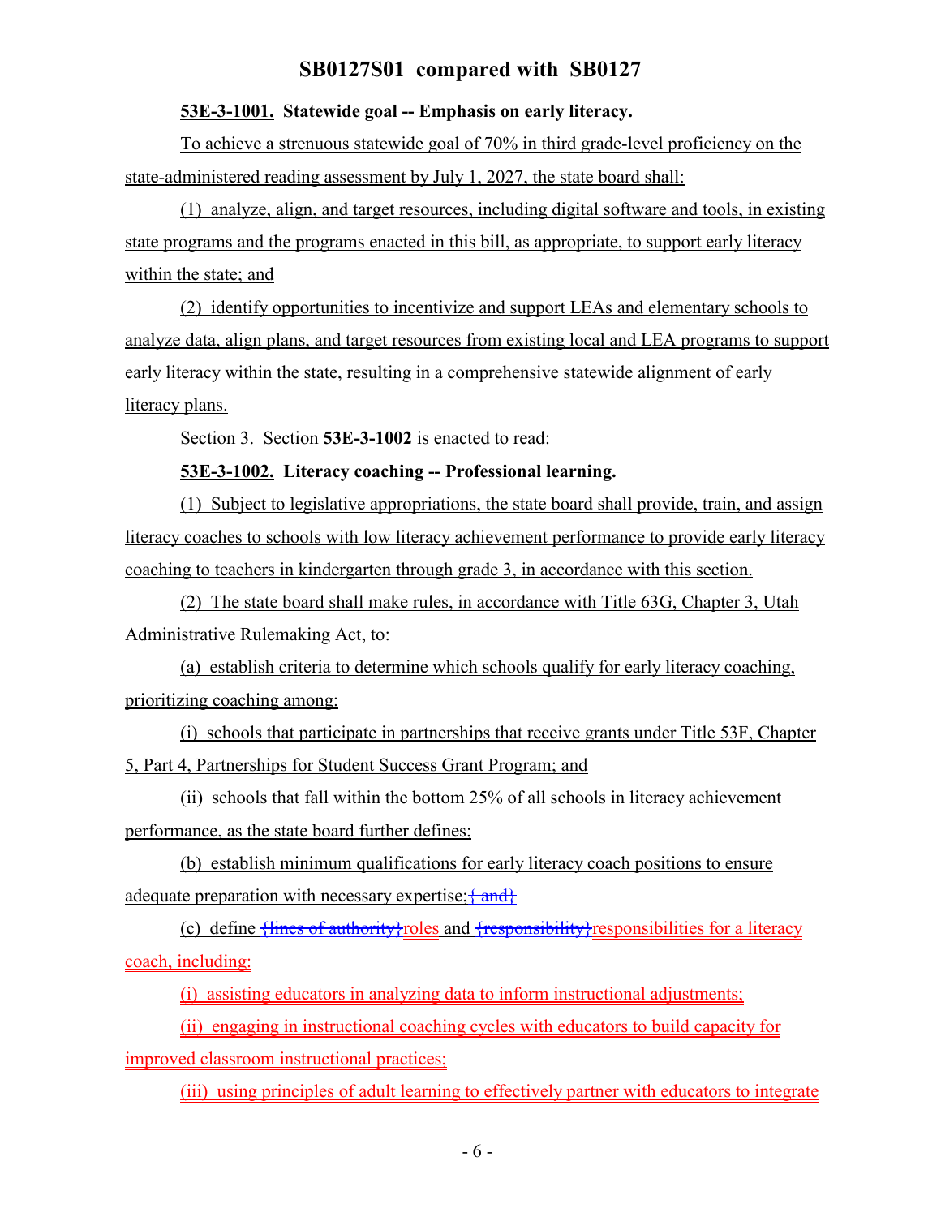53E-3-1001. Statewide goal -- Emphasis on early literacy.

To achieve a strenuous statewide goal of 70% in third grade-level proficiency on the state-administered reading assessment by July 1, 2027, the state board shall:

(1) analyze, align, and target resources, including digital software and tools, in existing state programs and the programs enacted in this bill, as appropriate, to support early literacy within the state; and

(2) identify opportunities to incentivize and support LEAs and elementary schools to analyze data, align plans, and target resources from existing local and LEA programs to support early literacy within the state, resulting in a comprehensive statewide alignment of early literacy plans.

Section 3. Section **53E-3-1002** is enacted to read:

**53E-3-1002. Literacy coaching -- Professional learning.**

(1) Subject to legislative appropriations, the state board shall provide, train, and assign literacy coaches to schools with low literacy achievement performance to provide early literacy coaching to teachers in kindergarten through grade 3, in accordance with this section.

(2) The state board shall make rules, in accordance with Title 63G, Chapter 3, Utah Administrative Rulemaking Act, to:

(a) establish criteria to determine which schools qualify for early literacy coaching, prioritizing coaching among:

(i) schools that participate in partnerships that receive grants under Title 53F, Chapter 5, Part 4, Partnerships for Student Success Grant Program; and

(ii) schools that fall within the bottom 25% of all schools in literacy achievement performance, as the state board further defines;

(b) establish minimum qualifications for early literacy coach positions to ensure adequate preparation with necessary expertise;{ and}

(c) define {lines of authority}roles and {responsibility}responsibilities for a literacy coach, including:

(i) assisting educators in analyzing data to inform instructional adjustments;

(ii) engaging in instructional coaching cycles with educators to build capacity for improved classroom instructional practices;

(iii) using principles of adult learning to effectively partner with educators to integrate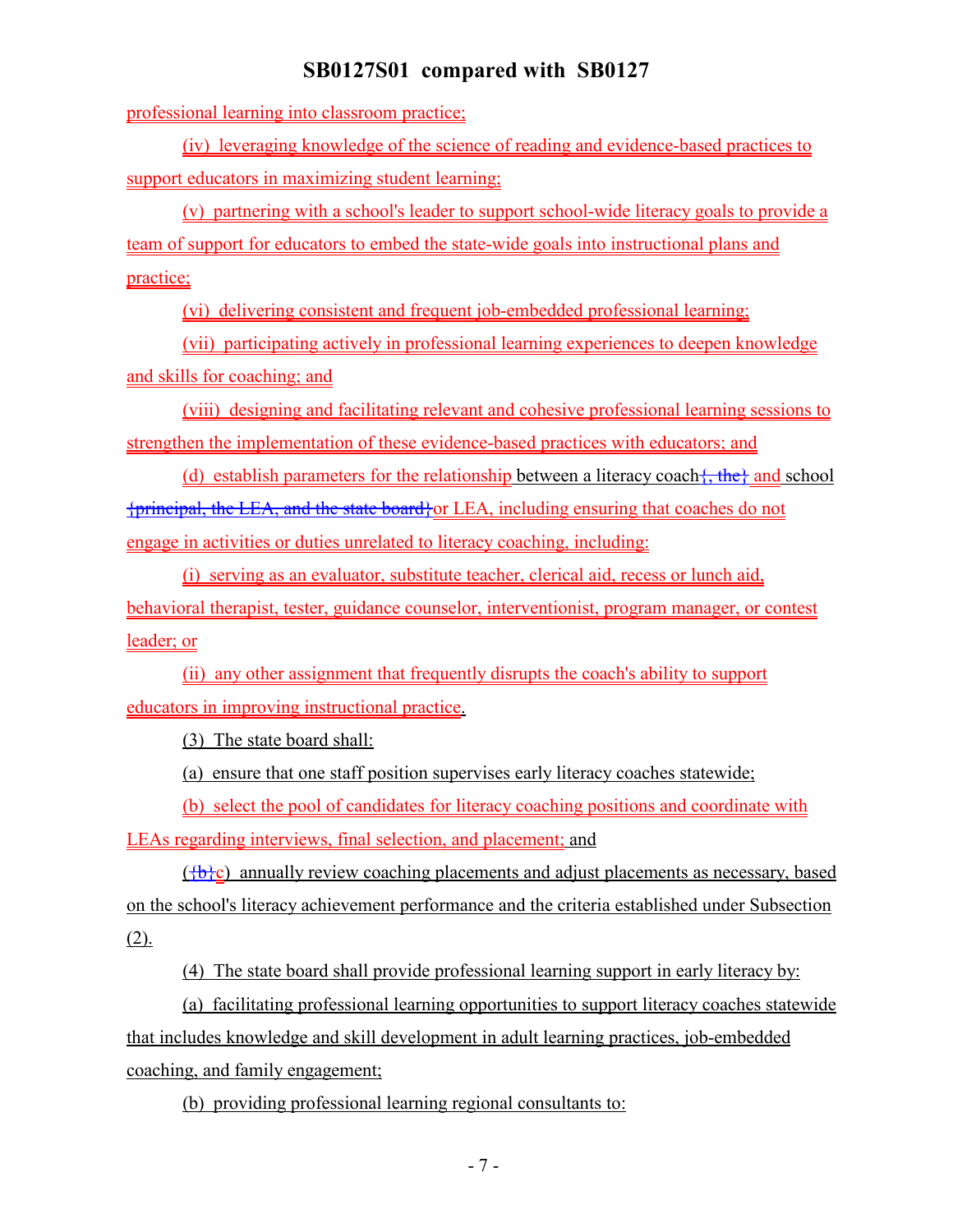professional learning into classroom practice;

(iv) leveraging knowledge of the science of reading and evidence-based practices to support educators in maximizing student learning;

(v) partnering with a school's leader to support school-wide literacy goals to provide a team of support for educators to embed the state-wide goals into instructional plans and practice;

(vi) delivering consistent and frequent job-embedded professional learning;

(vii) participating actively in professional learning experiences to deepen knowledge and skills for coaching; and

(viii) designing and facilitating relevant and cohesive professional learning sessions to strengthen the implementation of these evidence-based practices with educators; and

(d) establish parameters for the relationship between a literacy coach{, the} and school {principal, the LEA, and the state board}or LEA, including ensuring that coaches do not engage in activities or duties unrelated to literacy coaching, including:

(i) serving as an evaluator, substitute teacher, clerical aid, recess or lunch aid, behavioral therapist, tester, guidance counselor, interventionist, program manager, or contest leader; or

(ii) any other assignment that frequently disrupts the coach's ability to support educators in improving instructional practice.

(3) The state board shall:

(a) ensure that one staff position supervises early literacy coaches statewide;

(b) select the pool of candidates for literacy coaching positions and coordinate with LEAs regarding interviews, final selection, and placement; and

({b}c) annually review coaching placements and adjust placements as necessary, based on the school's literacy achievement performance and the criteria established under Subsection (2).

(4) The state board shall provide professional learning support in early literacy by:

(a) facilitating professional learning opportunities to support literacy coaches statewide that includes knowledge and skill development in adult learning practices, job-embedded coaching, and family engagement;

(b) providing professional learning regional consultants to: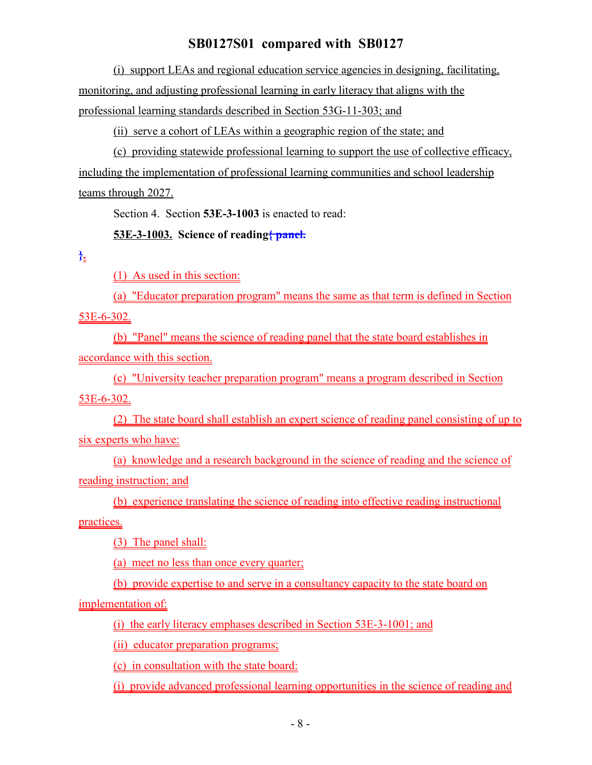(i) support LEAs and regional education service agencies in designing, facilitating, monitoring, and adjusting professional learning in early literacy that aligns with the professional learning standards described in Section 53G-11-303; and

(ii) serve a cohort of LEAs within a geographic region of the state; and

(c) providing statewide professional learning to support the use of collective efficacy, including the implementation of professional learning communities and school leadership teams through 2027.

Section 4. Section **53E-3-1003** is enacted to read:

**53E-3-1003. Science of reading{ panel.**

**}.**

(1) As used in this section:

(a) "Educator preparation program" means the same as that term is defined in Section 53E-6-302.

(b) "Panel" means the science of reading panel that the state board establishes in accordance with this section.

(c) "University teacher preparation program" means a program described in Section 53E-6-302.

(2) The state board shall establish an expert science of reading panel consisting of up to six experts who have:

(a) knowledge and a research background in the science of reading and the science of reading instruction; and

(b) experience translating the science of reading into effective reading instructional practices.

(3) The panel shall:

(a) meet no less than once every quarter;

(b) provide expertise to and serve in a consultancy capacity to the state board on implementation of:

(i) the early literacy emphases described in Section 53E-3-1001; and

(ii) educator preparation programs;

(c) in consultation with the state board:

(i) provide advanced professional learning opportunities in the science of reading and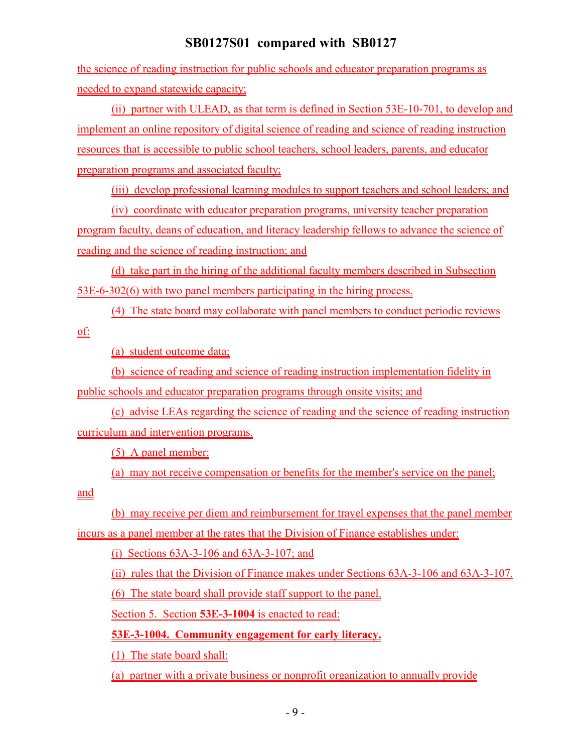the science of reading instruction for public schools and educator preparation programs as needed to expand statewide capacity;

(ii) partner with ULEAD, as that term is defined in Section 53E-10-701, to develop and implement an online repository of digital science of reading and science of reading instruction resources that is accessible to public school teachers, school leaders, parents, and educator preparation programs and associated faculty;

(iii) develop professional learning modules to support teachers and school leaders; and

(iv) coordinate with educator preparation programs, university teacher preparation program faculty, deans of education, and literacy leadership fellows to advance the science of reading and the science of reading instruction; and

(d) take part in the hiring of the additional faculty members described in Subsection 53E-6-302(6) with two panel members participating in the hiring process.

(4) The state board may collaborate with panel members to conduct periodic reviews of:

(a) student outcome data;

(b) science of reading and science of reading instruction implementation fidelity in public schools and educator preparation programs through onsite visits; and

(c) advise LEAs regarding the science of reading and the science of reading instruction curriculum and intervention programs.

(5) A panel member:

(a) may not receive compensation or benefits for the member's service on the panel; and

(b) may receive per diem and reimbursement for travel expenses that the panel member incurs as a panel member at the rates that the Division of Finance establishes under:

(i) Sections 63A-3-106 and 63A-3-107; and

(ii) rules that the Division of Finance makes under Sections 63A-3-106 and 63A-3-107.

(6) The state board shall provide staff support to the panel.

Section 5. Section **53E-3-1004** is enacted to read:

**53E-3-1004. Community engagement for early literacy.**

(1) The state board shall:

(a) partner with a private business or nonprofit organization to annually provide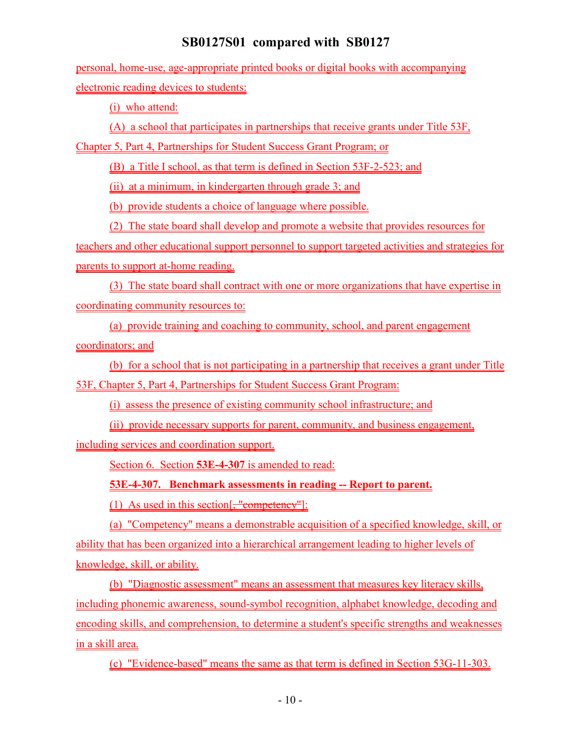personal, home-use, age-appropriate printed books or digital books with accompanying electronic reading devices to students:

(i) who attend:

(A) a school that participates in partnerships that receive grants under Title 53F, Chapter 5, Part 4, Partnerships for Student Success Grant Program; or

(B) a Title I school, as that term is defined in Section 53F-2-523; and

(ii) at a minimum, in kindergarten through grade 3; and

(b) provide students a choice of language where possible.

(2) The state board shall develop and promote a website that provides resources for teachers and other educational support personnel to support targeted activities and strategies for parents to support at-home reading.

(3) The state board shall contract with one or more organizations that have expertise in coordinating community resources to:

(a) provide training and coaching to community, school, and parent engagement coordinators; and

(b) for a school that is not participating in a partnership that receives a grant under Title 53F, Chapter 5, Part 4, Partnerships for Student Success Grant Program:

(i) assess the presence of existing community school infrastructure; and

(ii) provide necessary supports for parent, community, and business engagement, including services and coordination support.

Section 6. Section **53E-4-307** is amended to read:

**53E-4-307. Benchmark assessments in reading -- Report to parent.**

(1) As used in this section[~~, "competency"~~]:

(a) "Competency" means a demonstrable acquisition of a specified knowledge, skill, or ability that has been organized into a hierarchical arrangement leading to higher levels of knowledge, skill, or ability.

(b) "Diagnostic assessment" means an assessment that measures key literacy skills, including phonemic awareness, sound-symbol recognition, alphabet knowledge, decoding and encoding skills, and comprehension, to determine a student's specific strengths and weaknesses in a skill area.

(c) "Evidence-based" means the same as that term is defined in Section 53G-11-303.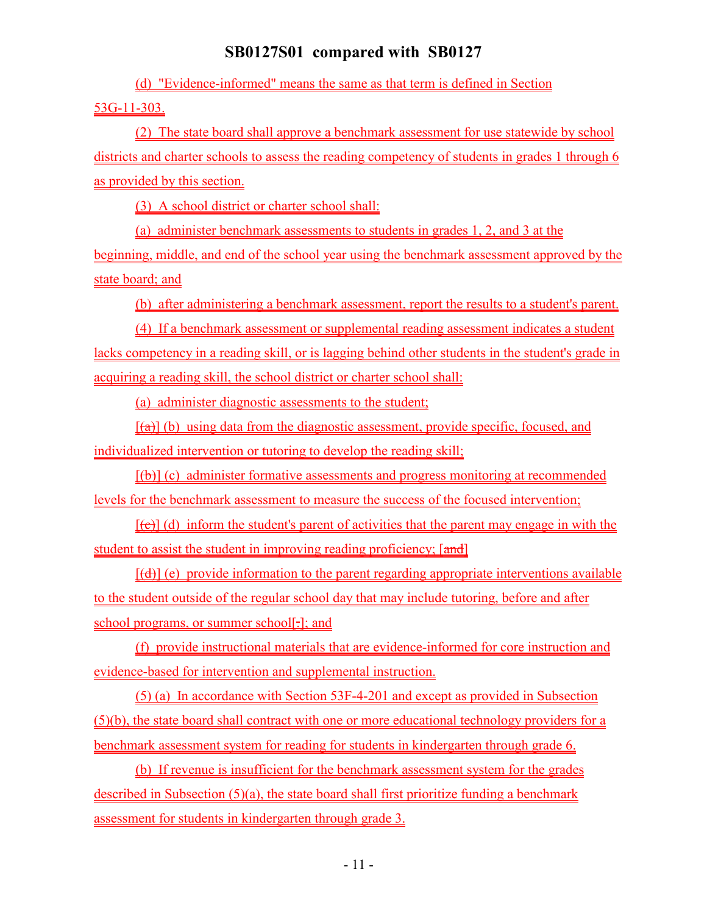(d) "Evidence-informed" means the same as that term is defined in Section 53G-11-303.

(2) The state board shall approve a benchmark assessment for use statewide by school districts and charter schools to assess the reading competency of students in grades 1 through 6 as provided by this section.

(3) A school district or charter school shall:

(a) administer benchmark assessments to students in grades 1, 2, and 3 at the beginning, middle, and end of the school year using the benchmark assessment approved by the state board; and

(b) after administering a benchmark assessment, report the results to a student's parent.

(4) If a benchmark assessment or supplemental reading assessment indicates a student lacks competency in a reading skill, or is lagging behind other students in the student's grade in acquiring a reading skill, the school district or charter school shall:

(a) administer diagnostic assessments to the student;

[(a)] (b) using data from the diagnostic assessment, provide specific, focused, and individualized intervention or tutoring to develop the reading skill;

[(b)] (c) administer formative assessments and progress monitoring at recommended levels for the benchmark assessment to measure the success of the focused intervention;

[(c)] (d) inform the student's parent of activities that the parent may engage in with the student to assist the student in improving reading proficiency; [and]

[(d)] (e) provide information to the parent regarding appropriate interventions available to the student outside of the regular school day that may include tutoring, before and after school programs, or summer school[.]; and

(f) provide instructional materials that are evidence-informed for core instruction and evidence-based for intervention and supplemental instruction.

(5) (a) In accordance with Section 53F-4-201 and except as provided in Subsection (5)(b), the state board shall contract with one or more educational technology providers for a benchmark assessment system for reading for students in kindergarten through grade 6.

(b) If revenue is insufficient for the benchmark assessment system for the grades described in Subsection (5)(a), the state board shall first prioritize funding a benchmark assessment for students in kindergarten through grade 3.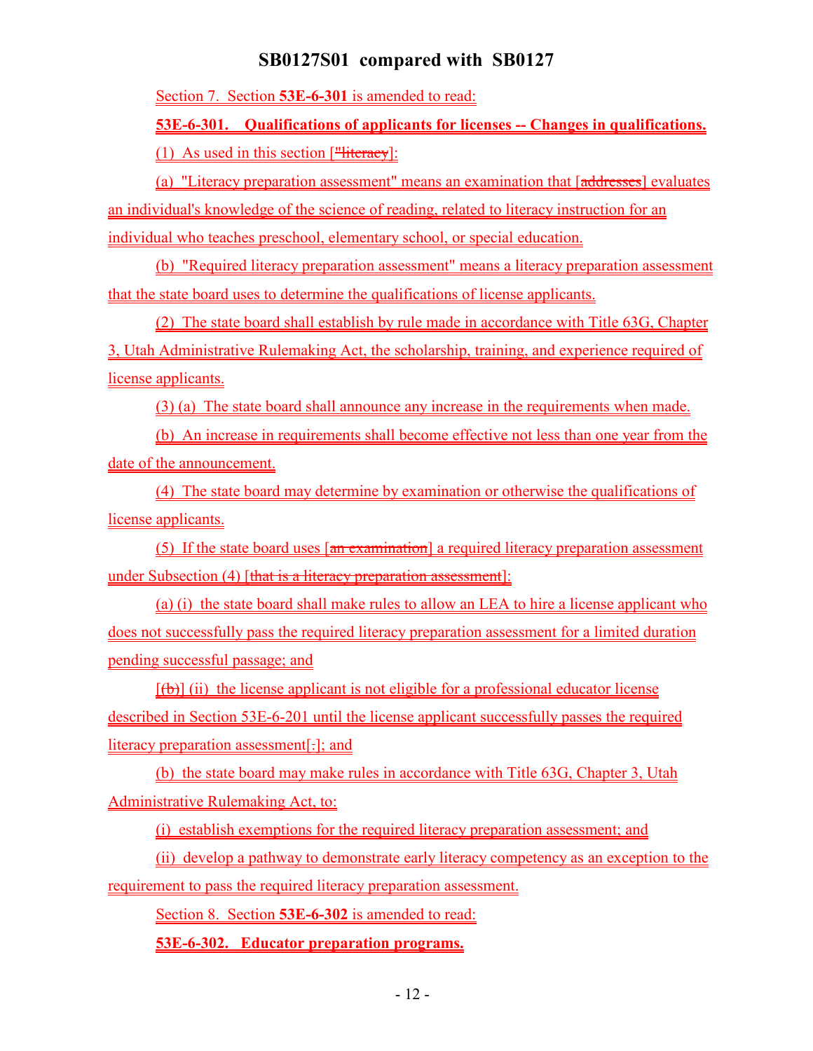Section 7. Section **53E-6-301** is amended to read:

**53E-6-301. Qualifications of applicants for licenses -- Changes in qualifications.**

(1) As used in this section ["literacy]:

(a) "Literacy preparation assessment" means an examination that [addresses] evaluates an individual's knowledge of the science of reading, related to literacy instruction for an individual who teaches preschool, elementary school, or special education.

(b) "Required literacy preparation assessment" means a literacy preparation assessment that the state board uses to determine the qualifications of license applicants.

(2) The state board shall establish by rule made in accordance with Title 63G, Chapter 3, Utah Administrative Rulemaking Act, the scholarship, training, and experience required of license applicants.

(3) (a) The state board shall announce any increase in the requirements when made.

(b) An increase in requirements shall become effective not less than one year from the date of the announcement.

(4) The state board may determine by examination or otherwise the qualifications of license applicants.

(5) If the state board uses [an examination] a required literacy preparation assessment under Subsection (4) [that is a literacy preparation assessment]:

(a) (i) the state board shall make rules to allow an LEA to hire a license applicant who does not successfully pass the required literacy preparation assessment for a limited duration pending successful passage; and

[(b)] (ii) the license applicant is not eligible for a professional educator license described in Section 53E-6-201 until the license applicant successfully passes the required literacy preparation assessment[.]; and

(b) the state board may make rules in accordance with Title 63G, Chapter 3, Utah Administrative Rulemaking Act, to:

(i) establish exemptions for the required literacy preparation assessment; and

(ii) develop a pathway to demonstrate early literacy competency as an exception to the requirement to pass the required literacy preparation assessment.

Section 8. Section **53E-6-302** is amended to read:

**53E-6-302. Educator preparation programs.**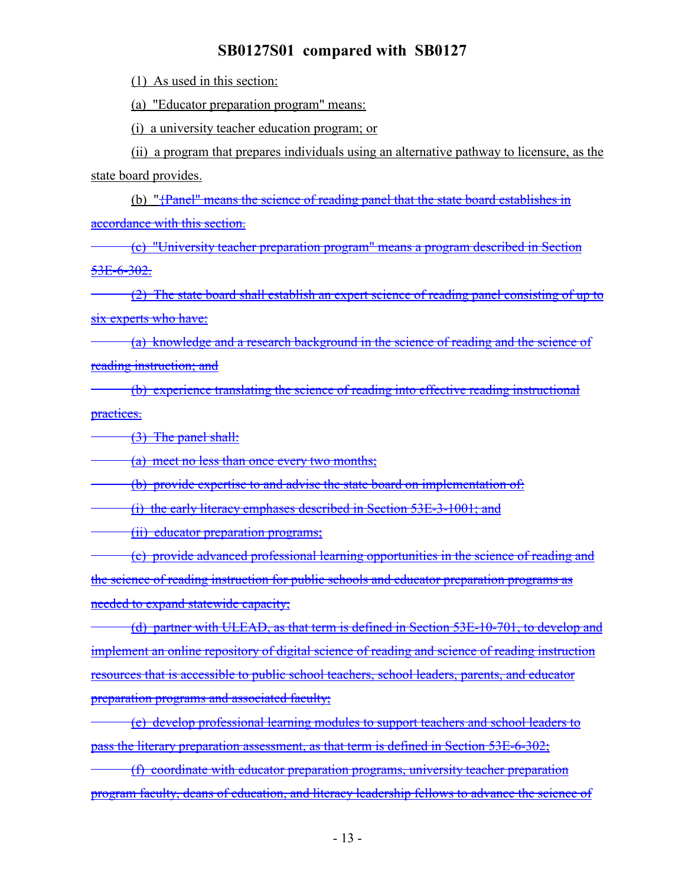(1) As used in this section:

(a) "Educator preparation program" means:

(i) a university teacher education program; or

(ii) a program that prepares individuals using an alternative pathway to licensure, as the state board provides.

(b) "{Panel" means the science of reading panel that the state board establishes in accordance with this section.

(c) "University teacher preparation program" means a program described in Section 53E-6-302.

(2) The state board shall establish an expert science of reading panel consisting of up to six experts who have:

(a) knowledge and a research background in the science of reading and the science of reading instruction; and

(b) experience translating the science of reading into effective reading instructional practices.

(3) The panel shall:

(a) meet no less than once every two months;

(b) provide expertise to and advise the state board on implementation of:

(i) the early literacy emphases described in Section 53E-3-1001; and

(ii) educator preparation programs;

(c) provide advanced professional learning opportunities in the science of reading and the science of reading instruction for public schools and educator preparation programs as needed to expand statewide capacity;

(d) partner with ULEAD, as that term is defined in Section 53E-10-701, to develop and implement an online repository of digital science of reading and science of reading instruction resources that is accessible to public school teachers, school leaders, parents, and educator preparation programs and associated faculty;

(e) develop professional learning modules to support teachers and school leaders to pass the literary preparation assessment, as that term is defined in Section 53E-6-302;

(f) coordinate with educator preparation programs, university teacher preparation program faculty, deans of education, and literacy leadership fellows to advance the science of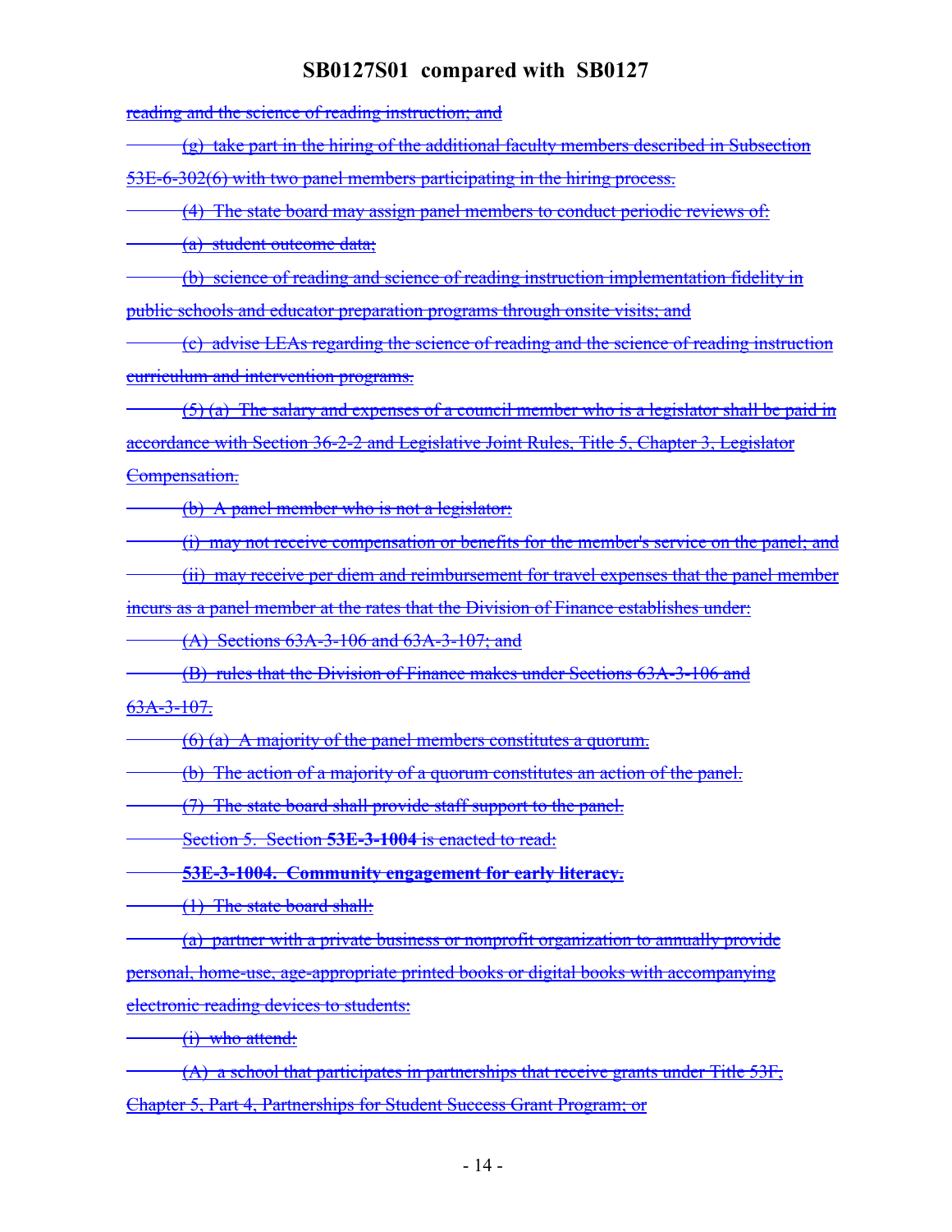~~reading and the science of reading instruction; and~~

~~(g) take part in the hiring of the additional faculty members described in Subsection 53E-6-302(6) with two panel members participating in the hiring process.~~

~~(4) The state board may assign panel members to conduct periodic reviews of:~~

~~(a) student outcome data;~~

~~(b) science of reading and science of reading instruction implementation fidelity in public schools and educator preparation programs through onsite visits; and~~

~~(c) advise LEAs regarding the science of reading and the science of reading instruction curriculum and intervention programs.~~

~~(5) (a) The salary and expenses of a council member who is a legislator shall be paid in accordance with Section 36-2-2 and Legislative Joint Rules, Title 5, Chapter 3, Legislator Compensation.~~

~~(b) A panel member who is not a legislator:~~

~~(i) may not receive compensation or benefits for the member's service on the panel; and~~

~~(ii) may receive per diem and reimbursement for travel expenses that the panel member incurs as a panel member at the rates that the Division of Finance establishes under:~~

~~(A) Sections 63A-3-106 and 63A-3-107; and~~

~~(B) rules that the Division of Finance makes under Sections 63A-3-106 and 63A-3-107.~~

~~(6) (a) A majority of the panel members constitutes a quorum.~~

~~(b) The action of a majority of a quorum constitutes an action of the panel.~~

~~(7) The state board shall provide staff support to the panel.~~

~~Section 5. Section **53E-3-1004** is enacted to read:~~

~~**53E-3-1004. Community engagement for early literacy.**~~

~~(1) The state board shall:~~

~~(a) partner with a private business or nonprofit organization to annually provide personal, home-use, age-appropriate printed books or digital books with accompanying electronic reading devices to students:~~

~~(i) who attend:~~

~~(A) a school that participates in partnerships that receive grants under Title 53F, Chapter 5, Part 4, Partnerships for Student Success Grant Program; or~~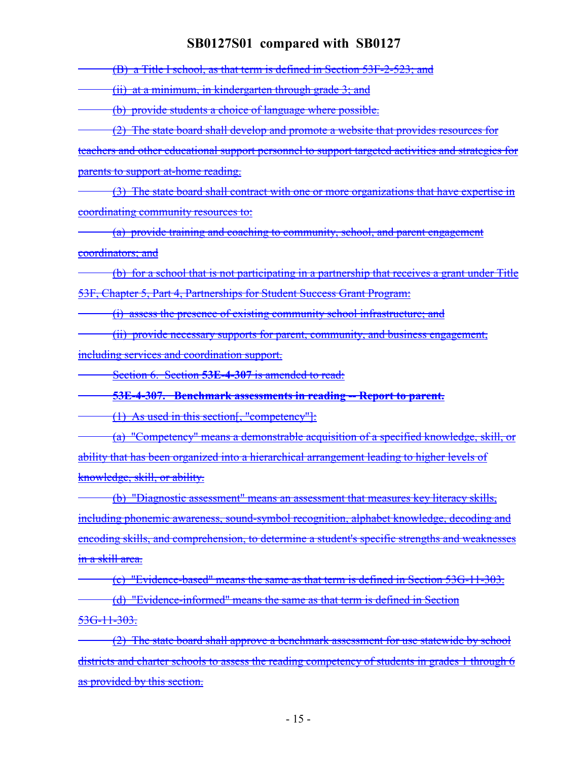(B) a Title I school, as that term is defined in Section 53F-2-523; and

(ii) at a minimum, in kindergarten through grade 3; and

(b) provide students a choice of language where possible.

(2) The state board shall develop and promote a website that provides resources for teachers and other educational support personnel to support targeted activities and strategies for parents to support at-home reading.

(3) The state board shall contract with one or more organizations that have expertise in coordinating community resources to:

(a) provide training and coaching to community, school, and parent engagement coordinators; and

(b) for a school that is not participating in a partnership that receives a grant under Title 53F, Chapter 5, Part 4, Partnerships for Student Success Grant Program:

(i) assess the presence of existing community school infrastructure; and

(ii) provide necessary supports for parent, community, and business engagement, including services and coordination support.

Section 6. Section **53E-4-307** is amended to read:

**53E-4-307. Benchmark assessments in reading -- Report to parent.**

(1) As used in this section[, "competency"]:

(a) "Competency" means a demonstrable acquisition of a specified knowledge, skill, or ability that has been organized into a hierarchical arrangement leading to higher levels of knowledge, skill, or ability.

(b) "Diagnostic assessment" means an assessment that measures key literacy skills, including phonemic awareness, sound-symbol recognition, alphabet knowledge, decoding and encoding skills, and comprehension, to determine a student's specific strengths and weaknesses in a skill area.

(c) "Evidence-based" means the same as that term is defined in Section 53G-11-303.

(d) "Evidence-informed" means the same as that term is defined in Section 53G-11-303.

(2) The state board shall approve a benchmark assessment for use statewide by school districts and charter schools to assess the reading competency of students in grades 1 through 6 as provided by this section.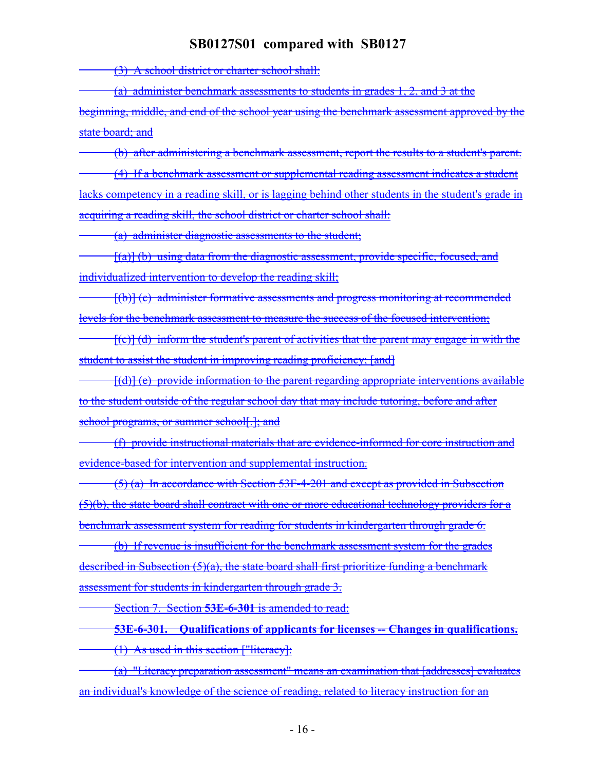(3) A school district or charter school shall:

(a) administer benchmark assessments to students in grades 1, 2, and 3 at the beginning, middle, and end of the school year using the benchmark assessment approved by the state board; and

(b) after administering a benchmark assessment, report the results to a student's parent.

(4) If a benchmark assessment or supplemental reading assessment indicates a student lacks competency in a reading skill, or is lagging behind other students in the student's grade in acquiring a reading skill, the school district or charter school shall:

(a) administer diagnostic assessments to the student;

[(a)] (b) using data from the diagnostic assessment, provide specific, focused, and individualized intervention to develop the reading skill;

[(b)] (c) administer formative assessments and progress monitoring at recommended levels for the benchmark assessment to measure the success of the focused intervention;

[(c)] (d) inform the student's parent of activities that the parent may engage in with the student to assist the student in improving reading proficiency; [and]

[(d)] (e) provide information to the parent regarding appropriate interventions available to the student outside of the regular school day that may include tutoring, before and after school programs, or summer school[.]; and

(f) provide instructional materials that are evidence-informed for core instruction and evidence-based for intervention and supplemental instruction.

(5) (a) In accordance with Section 53F-4-201 and except as provided in Subsection (5)(b), the state board shall contract with one or more educational technology providers for a benchmark assessment system for reading for students in kindergarten through grade 6.

(b) If revenue is insufficient for the benchmark assessment system for the grades described in Subsection (5)(a), the state board shall first prioritize funding a benchmark assessment for students in kindergarten through grade 3.

Section 7. Section **53E-6-301** is amended to read:

**53E-6-301. Qualifications of applicants for licenses -- Changes in qualifications.**

(1) As used in this section ["literacy]:

(a) "Literacy preparation assessment" means an examination that [addresses] evaluates an individual's knowledge of the science of reading, related to literacy instruction for an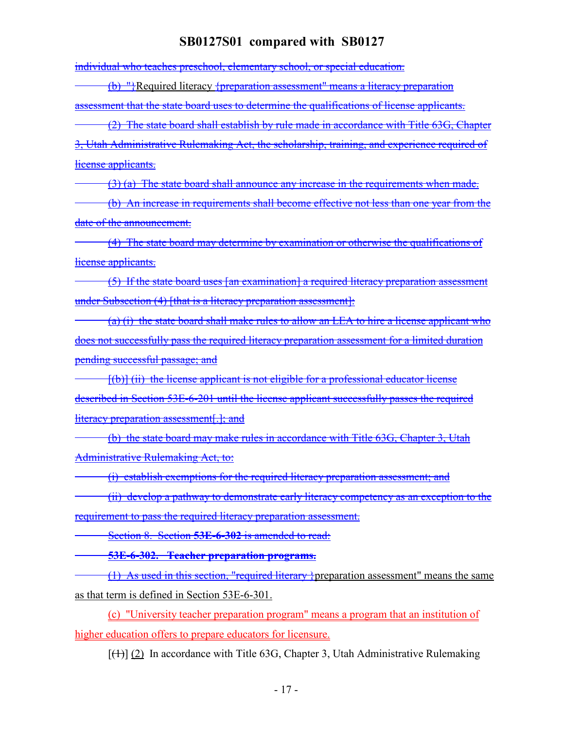~~individual who teaches preschool, elementary school, or special education.~~

~~(b) "}~~Required literacy ~~{preparation assessment" means a literacy preparation assessment that the state board uses to determine the qualifications of license applicants.~~

~~(2) The state board shall establish by rule made in accordance with Title 63G, Chapter 3, Utah Administrative Rulemaking Act, the scholarship, training, and experience required of license applicants.~~

~~(3) (a) The state board shall announce any increase in the requirements when made.~~

~~(b) An increase in requirements shall become effective not less than one year from the date of the announcement.~~

~~(4) The state board may determine by examination or otherwise the qualifications of license applicants.~~

~~(5) If the state board uses [an examination] a required literacy preparation assessment under Subsection (4) [that is a literacy preparation assessment]:~~

~~(a) (i) the state board shall make rules to allow an LEA to hire a license applicant who does not successfully pass the required literacy preparation assessment for a limited duration pending successful passage; and~~

~~[(b)] (ii) the license applicant is not eligible for a professional educator license described in Section 53E-6-201 until the license applicant successfully passes the required literacy preparation assessment[.]; and~~

~~(b) the state board may make rules in accordance with Title 63G, Chapter 3, Utah Administrative Rulemaking Act, to:~~

~~(i) establish exemptions for the required literacy preparation assessment; and~~

~~(ii) develop a pathway to demonstrate early literacy competency as an exception to the requirement to pass the required literacy preparation assessment.~~

~~Section 8. Section **53E-6-302** is amended to read:~~

~~**53E-6-302. Teacher preparation programs.**~~

~~(1) As used in this section, "required literary }~~preparation assessment" means the same as that term is defined in Section 53E-6-301.

(c) "University teacher preparation program" means a program that an institution of higher education offers to prepare educators for licensure.

[~~(1)~~] (2) In accordance with Title 63G, Chapter 3, Utah Administrative Rulemaking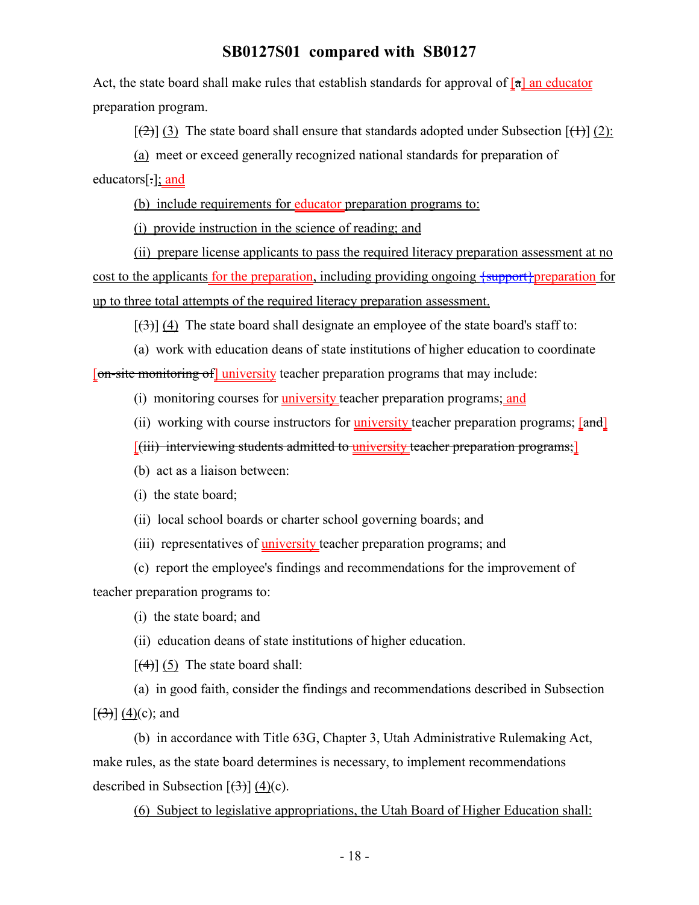Act, the state board shall make rules that establish standards for approval of [a] an educator preparation program.

[(2)] (3) The state board shall ensure that standards adopted under Subsection [(1)] (2):

(a) meet or exceed generally recognized national standards for preparation of educators[.]; and

(b) include requirements for educator preparation programs to:

(i) provide instruction in the science of reading; and

(ii) prepare license applicants to pass the required literacy preparation assessment at no cost to the applicants for the preparation, including providing ongoing {support}preparation for up to three total attempts of the required literacy preparation assessment.

[(3)] (4) The state board shall designate an employee of the state board's staff to:

(a) work with education deans of state institutions of higher education to coordinate [on-site monitoring of] university teacher preparation programs that may include:

(i) monitoring courses for university teacher preparation programs; and

(ii) working with course instructors for university teacher preparation programs; [and]

[(iii) interviewing students admitted to university teacher preparation programs;]

(b) act as a liaison between:

(i) the state board;

(ii) local school boards or charter school governing boards; and

(iii) representatives of university teacher preparation programs; and

(c) report the employee's findings and recommendations for the improvement of teacher preparation programs to:

(i) the state board; and

(ii) education deans of state institutions of higher education.

[(4)] (5) The state board shall:

(a) in good faith, consider the findings and recommendations described in Subsection [(3)] (4)(c); and

(b) in accordance with Title 63G, Chapter 3, Utah Administrative Rulemaking Act, make rules, as the state board determines is necessary, to implement recommendations described in Subsection [(3)] (4)(c).

(6) Subject to legislative appropriations, the Utah Board of Higher Education shall: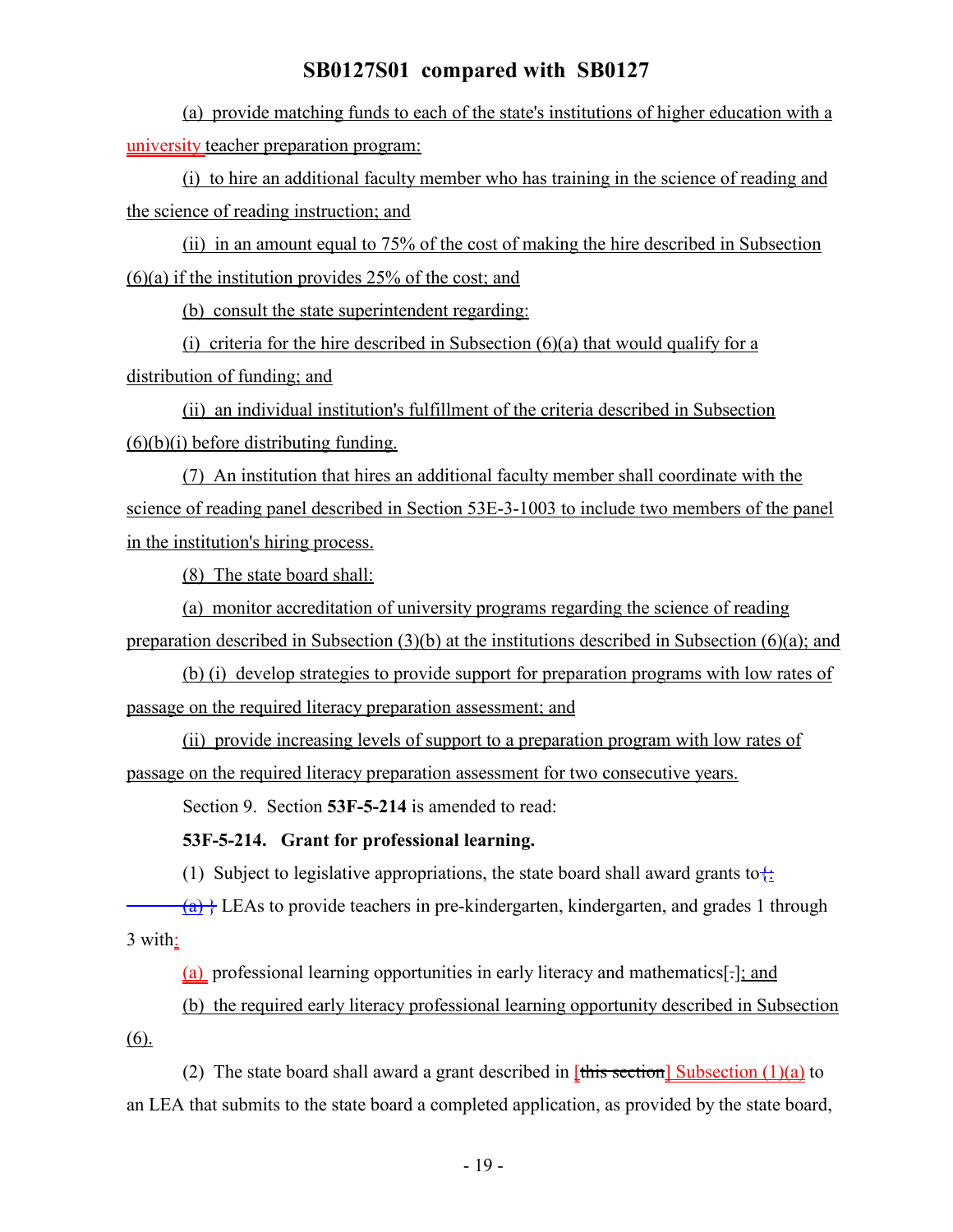(a) provide matching funds to each of the state's institutions of higher education with a university teacher preparation program:

(i) to hire an additional faculty member who has training in the science of reading and the science of reading instruction; and

(ii) in an amount equal to 75% of the cost of making the hire described in Subsection (6)(a) if the institution provides 25% of the cost; and

(b) consult the state superintendent regarding:

(i) criteria for the hire described in Subsection (6)(a) that would qualify for a distribution of funding; and

(ii) an individual institution's fulfillment of the criteria described in Subsection (6)(b)(i) before distributing funding.

(7) An institution that hires an additional faculty member shall coordinate with the science of reading panel described in Section 53E-3-1003 to include two members of the panel in the institution's hiring process.

(8) The state board shall:

(a) monitor accreditation of university programs regarding the science of reading preparation described in Subsection (3)(b) at the institutions described in Subsection (6)(a); and

(b) (i) develop strategies to provide support for preparation programs with low rates of passage on the required literacy preparation assessment; and

(ii) provide increasing levels of support to a preparation program with low rates of passage on the required literacy preparation assessment for two consecutive years.

Section 9. Section **53F-5-214** is amended to read:

**53F-5-214. Grant for professional learning.**

(1) Subject to legislative appropriations, the state board shall award grants to{:

(a) } LEAs to provide teachers in pre-kindergarten, kindergarten, and grades 1 through 3 with:

(a) professional learning opportunities in early literacy and mathematics[.]; and

(b) the required early literacy professional learning opportunity described in Subsection (6).

(2) The state board shall award a grant described in [this section] Subsection (1)(a) to an LEA that submits to the state board a completed application, as provided by the state board,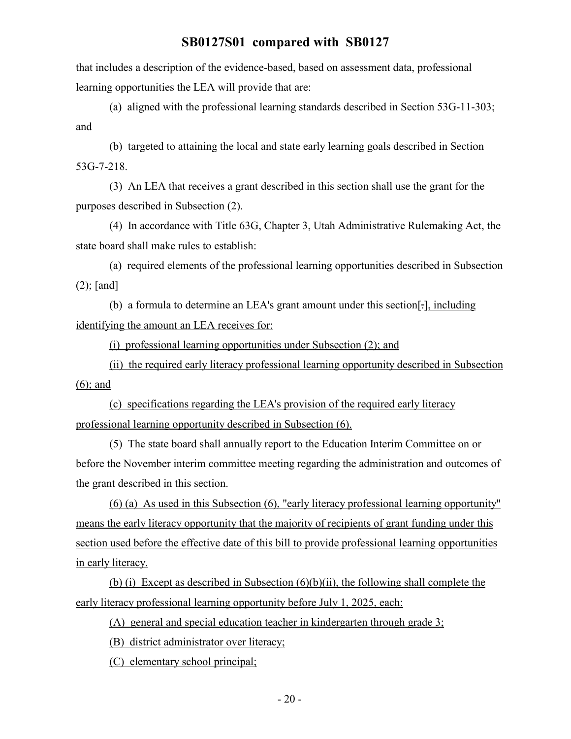that includes a description of the evidence-based, based on assessment data, professional learning opportunities the LEA will provide that are:

(a) aligned with the professional learning standards described in Section 53G-11-303; and

(b) targeted to attaining the local and state early learning goals described in Section 53G-7-218.

(3) An LEA that receives a grant described in this section shall use the grant for the purposes described in Subsection (2).

(4) In accordance with Title 63G, Chapter 3, Utah Administrative Rulemaking Act, the state board shall make rules to establish:

(a) required elements of the professional learning opportunities described in Subsection (2); [~~and~~]

(b) a formula to determine an LEA's grant amount under this section[~~.~~]<u>, including identifying the amount an LEA receives for:</u>

<u>(i) professional learning opportunities under Subsection (2); and</u>

<u>(ii) the required early literacy professional learning opportunity described in Subsection (6); and</u>

<u>(c) specifications regarding the LEA's provision of the required early literacy professional learning opportunity described in Subsection (6).</u>

(5) The state board shall annually report to the Education Interim Committee on or before the November interim committee meeting regarding the administration and outcomes of the grant described in this section.

<u>(6) (a) As used in this Subsection (6), "early literacy professional learning opportunity" means the early literacy opportunity that the majority of recipients of grant funding under this section used before the effective date of this bill to provide professional learning opportunities in early literacy.</u>

<u>(b) (i) Except as described in Subsection (6)(b)(ii), the following shall complete the early literacy professional learning opportunity before July 1, 2025, each:</u>

<u>(A) general and special education teacher in kindergarten through grade 3;</u>

<u>(B) district administrator over literacy;</u>

<u>(C) elementary school principal;</u>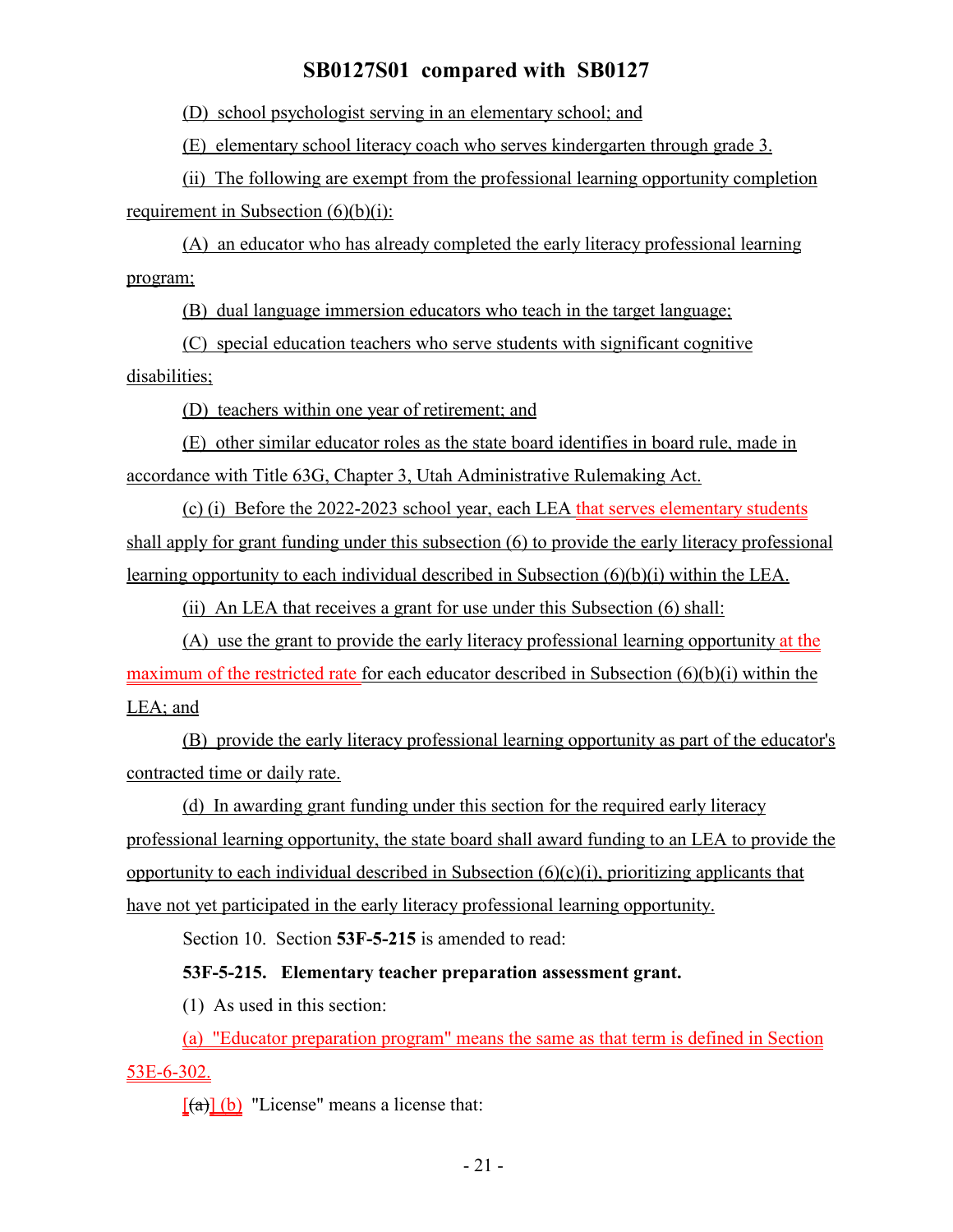(D) school psychologist serving in an elementary school; and

(E) elementary school literacy coach who serves kindergarten through grade 3.

(ii) The following are exempt from the professional learning opportunity completion requirement in Subsection (6)(b)(i):

(A) an educator who has already completed the early literacy professional learning program;

(B) dual language immersion educators who teach in the target language;

(C) special education teachers who serve students with significant cognitive disabilities;

(D) teachers within one year of retirement; and

(E) other similar educator roles as the state board identifies in board rule, made in accordance with Title 63G, Chapter 3, Utah Administrative Rulemaking Act.

(c) (i) Before the 2022-2023 school year, each LEA that serves elementary students shall apply for grant funding under this subsection (6) to provide the early literacy professional learning opportunity to each individual described in Subsection (6)(b)(i) within the LEA.

(ii) An LEA that receives a grant for use under this Subsection (6) shall:

(A) use the grant to provide the early literacy professional learning opportunity at the maximum of the restricted rate for each educator described in Subsection (6)(b)(i) within the LEA; and

(B) provide the early literacy professional learning opportunity as part of the educator's contracted time or daily rate.

(d) In awarding grant funding under this section for the required early literacy professional learning opportunity, the state board shall award funding to an LEA to provide the opportunity to each individual described in Subsection (6)(c)(i), prioritizing applicants that have not yet participated in the early literacy professional learning opportunity.

Section 10. Section **53F-5-215** is amended to read:

**53F-5-215. Elementary teacher preparation assessment grant.**

(1) As used in this section:

(a) "Educator preparation program" means the same as that term is defined in Section 53E-6-302.

[(a)] (b) "License" means a license that: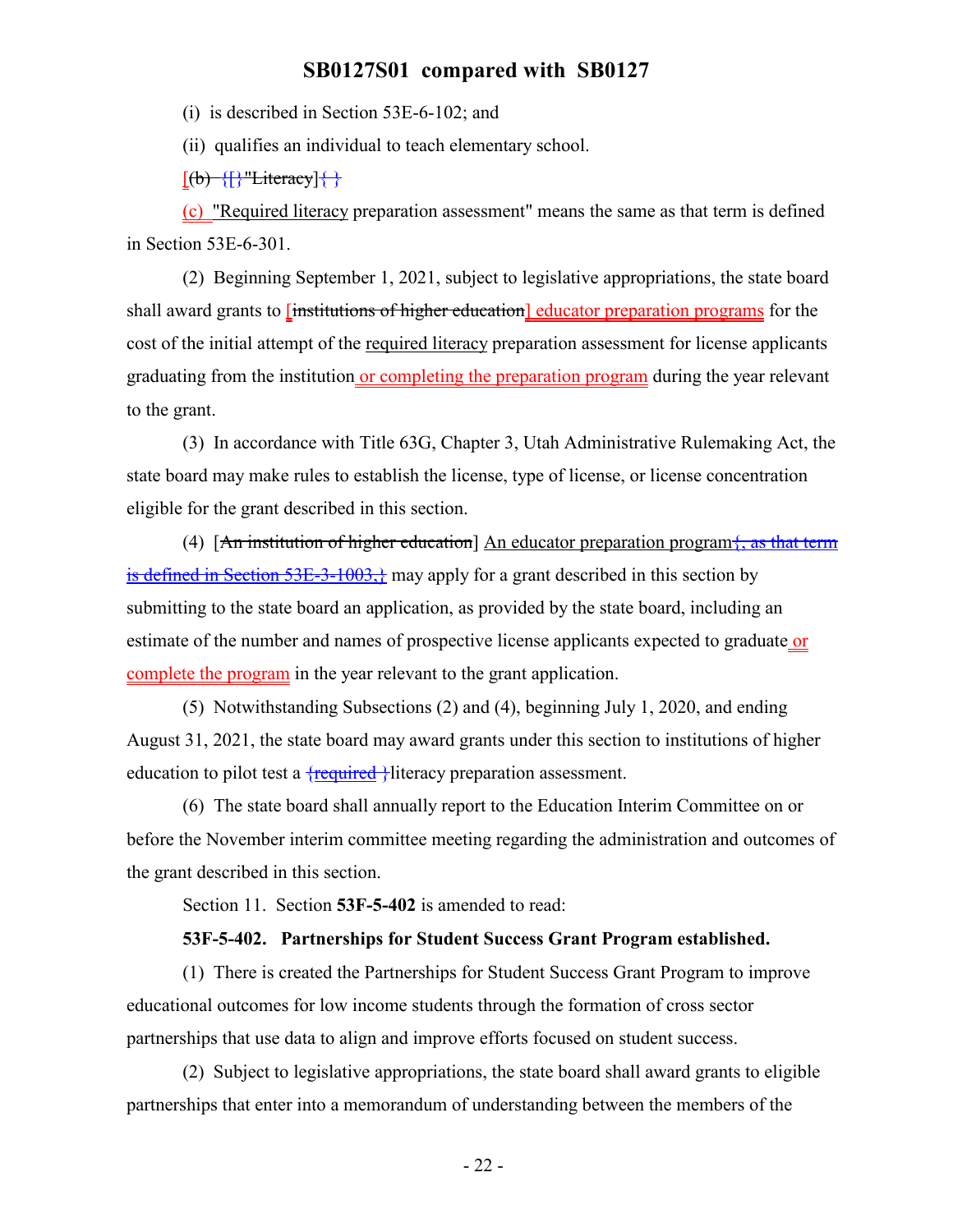(i) is described in Section 53E-6-102; and

(ii) qualifies an individual to teach elementary school.

[(b) {[}"Literacy]{ }

(c) "Required literacy preparation assessment" means the same as that term is defined in Section 53E-6-301.

(2) Beginning September 1, 2021, subject to legislative appropriations, the state board shall award grants to [institutions of higher education] educator preparation programs for the cost of the initial attempt of the required literacy preparation assessment for license applicants graduating from the institution or completing the preparation program during the year relevant to the grant.

(3) In accordance with Title 63G, Chapter 3, Utah Administrative Rulemaking Act, the state board may make rules to establish the license, type of license, or license concentration eligible for the grant described in this section.

(4) [An institution of higher education] An educator preparation program{, as that term is defined in Section 53E-3-1003,} may apply for a grant described in this section by submitting to the state board an application, as provided by the state board, including an estimate of the number and names of prospective license applicants expected to graduate or complete the program in the year relevant to the grant application.

(5) Notwithstanding Subsections (2) and (4), beginning July 1, 2020, and ending August 31, 2021, the state board may award grants under this section to institutions of higher education to pilot test a {required }literacy preparation assessment.

(6) The state board shall annually report to the Education Interim Committee on or before the November interim committee meeting regarding the administration and outcomes of the grant described in this section.

Section 11. Section **53F-5-402** is amended to read:

**53F-5-402. Partnerships for Student Success Grant Program established.**

(1) There is created the Partnerships for Student Success Grant Program to improve educational outcomes for low income students through the formation of cross sector partnerships that use data to align and improve efforts focused on student success.

(2) Subject to legislative appropriations, the state board shall award grants to eligible partnerships that enter into a memorandum of understanding between the members of the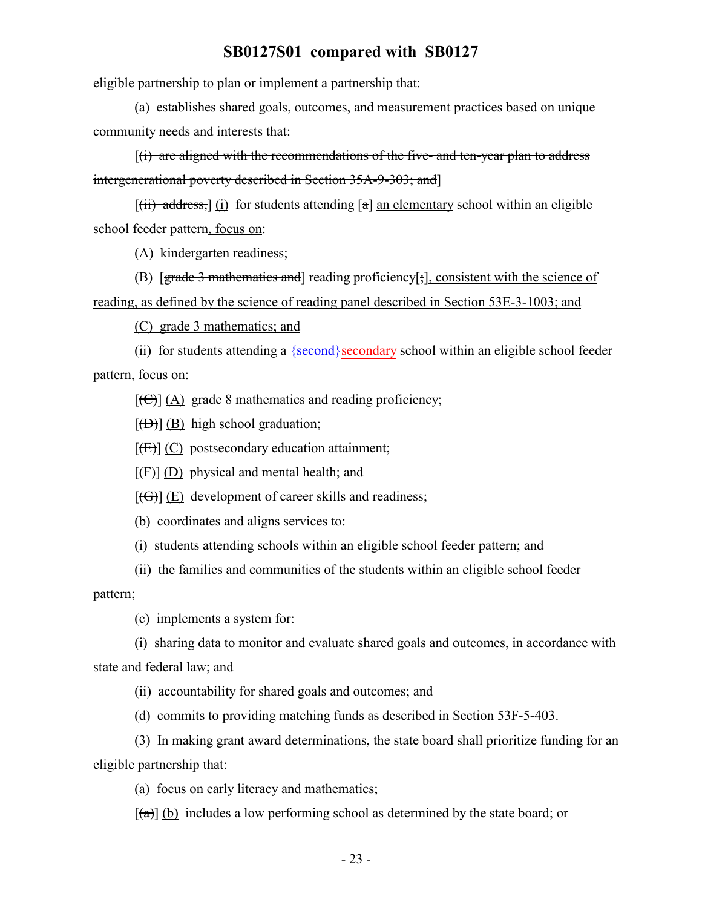eligible partnership to plan or implement a partnership that:

(a) establishes shared goals, outcomes, and measurement practices based on unique community needs and interests that:

[~~(i) are aligned with the recommendations of the five- and ten-year plan to address intergenerational poverty described in Section 35A-9-303; and~~]

[~~(ii) address,~~] (i) for students attending [~~a~~] an elementary school within an eligible school feeder pattern, focus on:

(A) kindergarten readiness;

(B) [~~grade 3 mathematics and~~] reading proficiency[~~;~~], consistent with the science of reading, as defined by the science of reading panel described in Section 53E-3-1003; and

(C) grade 3 mathematics; and

(ii) for students attending a ~~{second}~~secondary school within an eligible school feeder pattern, focus on:

[~~(C)~~] (A) grade 8 mathematics and reading proficiency;

[~~(D)~~] (B) high school graduation;

[~~(E)~~] (C) postsecondary education attainment;

[~~(F)~~] (D) physical and mental health; and

[~~(G)~~] (E) development of career skills and readiness;

(b) coordinates and aligns services to:

(i) students attending schools within an eligible school feeder pattern; and

(ii) the families and communities of the students within an eligible school feeder pattern;

(c) implements a system for:

(i) sharing data to monitor and evaluate shared goals and outcomes, in accordance with state and federal law; and

(ii) accountability for shared goals and outcomes; and

(d) commits to providing matching funds as described in Section 53F-5-403.

(3) In making grant award determinations, the state board shall prioritize funding for an eligible partnership that:

(a) focus on early literacy and mathematics;

[~~(a)~~] (b) includes a low performing school as determined by the state board; or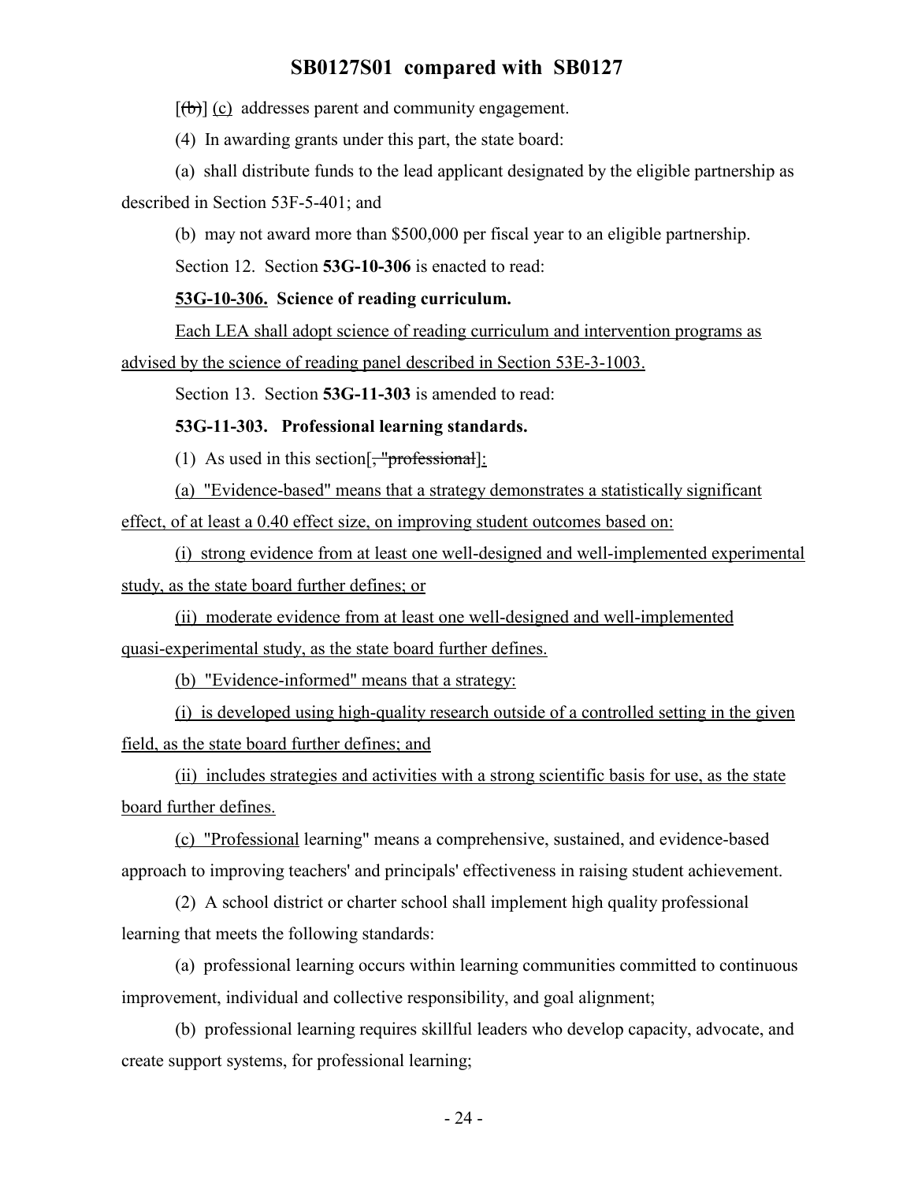[(b)] (c) addresses parent and community engagement.

(4) In awarding grants under this part, the state board:

(a) shall distribute funds to the lead applicant designated by the eligible partnership as described in Section 53F-5-401; and

(b) may not award more than $500,000 per fiscal year to an eligible partnership.

Section 12. Section **53G-10-306** is enacted to read:

**53G-10-306. Science of reading curriculum.**

Each LEA shall adopt science of reading curriculum and intervention programs as advised by the science of reading panel described in Section 53E-3-1003.

Section 13. Section **53G-11-303** is amended to read:

**53G-11-303. Professional learning standards.**

(1) As used in this section[, "professional]:

(a) "Evidence-based" means that a strategy demonstrates a statistically significant effect, of at least a 0.40 effect size, on improving student outcomes based on:

(i) strong evidence from at least one well-designed and well-implemented experimental study, as the state board further defines; or

(ii) moderate evidence from at least one well-designed and well-implemented quasi-experimental study, as the state board further defines.

(b) "Evidence-informed" means that a strategy:

(i) is developed using high-quality research outside of a controlled setting in the given field, as the state board further defines; and

(ii) includes strategies and activities with a strong scientific basis for use, as the state board further defines.

(c) "Professional learning" means a comprehensive, sustained, and evidence-based approach to improving teachers' and principals' effectiveness in raising student achievement.

(2) A school district or charter school shall implement high quality professional learning that meets the following standards:

(a) professional learning occurs within learning communities committed to continuous improvement, individual and collective responsibility, and goal alignment;

(b) professional learning requires skillful leaders who develop capacity, advocate, and create support systems, for professional learning;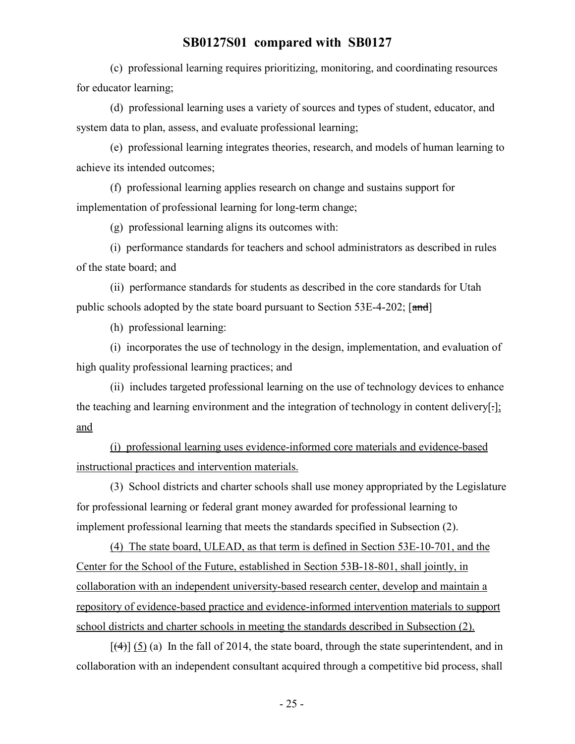(c) professional learning requires prioritizing, monitoring, and coordinating resources for educator learning;

(d) professional learning uses a variety of sources and types of student, educator, and system data to plan, assess, and evaluate professional learning;

(e) professional learning integrates theories, research, and models of human learning to achieve its intended outcomes;

(f) professional learning applies research on change and sustains support for implementation of professional learning for long-term change;

(g) professional learning aligns its outcomes with:

(i) performance standards for teachers and school administrators as described in rules of the state board; and

(ii) performance standards for students as described in the core standards for Utah public schools adopted by the state board pursuant to Section 53E-4-202; [~~and~~]

(h) professional learning:

(i) incorporates the use of technology in the design, implementation, and evaluation of high quality professional learning practices; and

(ii) includes targeted professional learning on the use of technology devices to enhance the teaching and learning environment and the integration of technology in content delivery[~~.~~]; and

(i) professional learning uses evidence-informed core materials and evidence-based instructional practices and intervention materials.

(3) School districts and charter schools shall use money appropriated by the Legislature for professional learning or federal grant money awarded for professional learning to implement professional learning that meets the standards specified in Subsection (2).

(4) The state board, ULEAD, as that term is defined in Section 53E-10-701, and the Center for the School of the Future, established in Section 53B-18-801, shall jointly, in collaboration with an independent university-based research center, develop and maintain a repository of evidence-based practice and evidence-informed intervention materials to support school districts and charter schools in meeting the standards described in Subsection (2).

[~~(4)~~] (5) (a) In the fall of 2014, the state board, through the state superintendent, and in collaboration with an independent consultant acquired through a competitive bid process, shall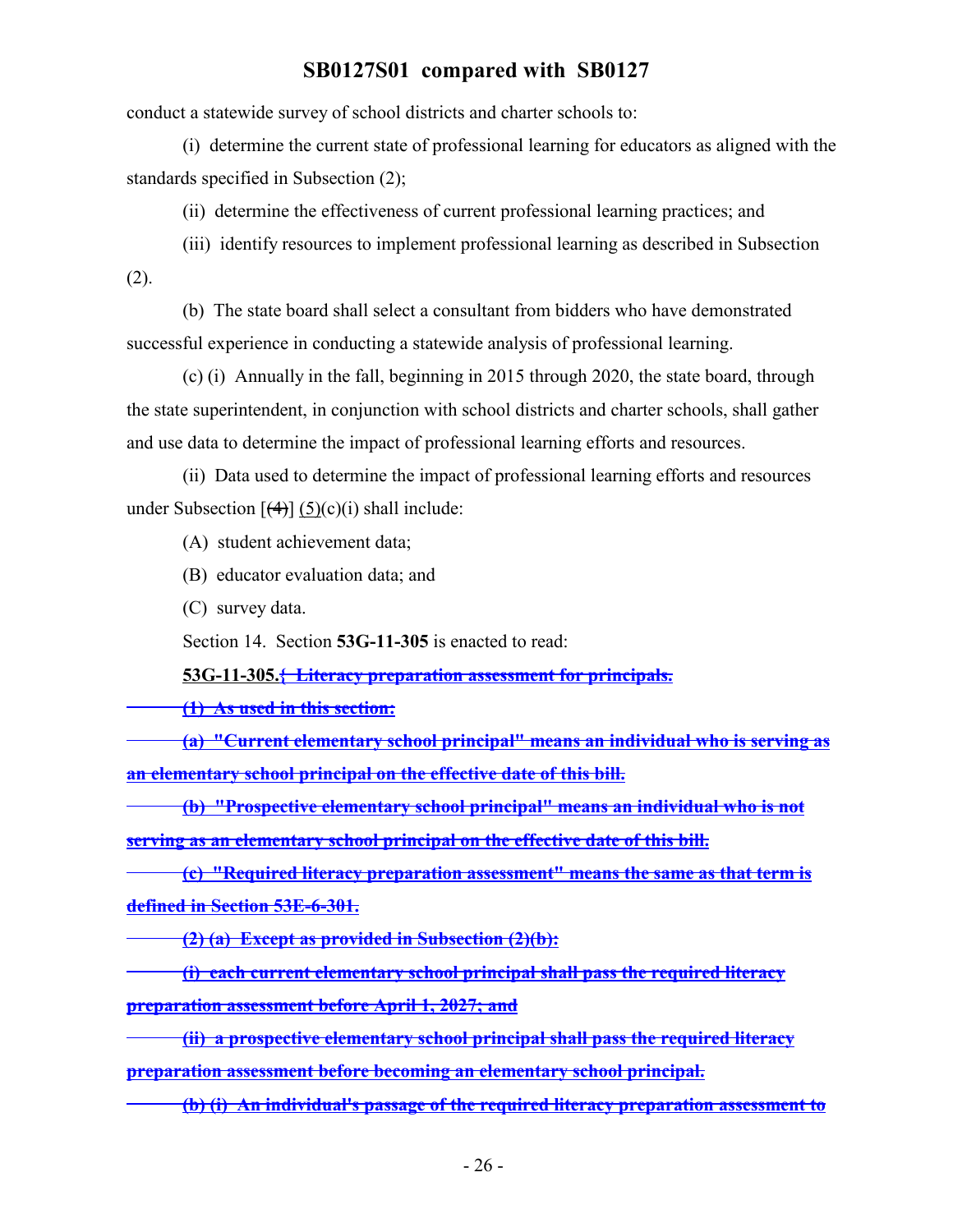conduct a statewide survey of school districts and charter schools to:

(i) determine the current state of professional learning for educators as aligned with the standards specified in Subsection (2);

(ii) determine the effectiveness of current professional learning practices; and

(iii) identify resources to implement professional learning as described in Subsection (2).

(b) The state board shall select a consultant from bidders who have demonstrated successful experience in conducting a statewide analysis of professional learning.

(c) (i) Annually in the fall, beginning in 2015 through 2020, the state board, through the state superintendent, in conjunction with school districts and charter schools, shall gather and use data to determine the impact of professional learning efforts and resources.

(ii) Data used to determine the impact of professional learning efforts and resources under Subsection [~~(4)~~] (5)(c)(i) shall include:

(A) student achievement data;

(B) educator evaluation data; and

(C) survey data.

Section 14. Section **53G-11-305** is enacted to read:

**53G-11-305.**~~{ Literacy preparation assessment for principals.~~

~~(1) As used in this section:~~

~~(a) "Current elementary school principal" means an individual who is serving as an elementary school principal on the effective date of this bill.~~

~~(b) "Prospective elementary school principal" means an individual who is not serving as an elementary school principal on the effective date of this bill.~~

~~(c) "Required literacy preparation assessment" means the same as that term is defined in Section 53E-6-301.~~

~~(2) (a) Except as provided in Subsection (2)(b):~~

~~(i) each current elementary school principal shall pass the required literacy preparation assessment before April 1, 2027; and~~

~~(ii) a prospective elementary school principal shall pass the required literacy preparation assessment before becoming an elementary school principal.~~

~~(b) (i) An individual's passage of the required literacy preparation assessment to~~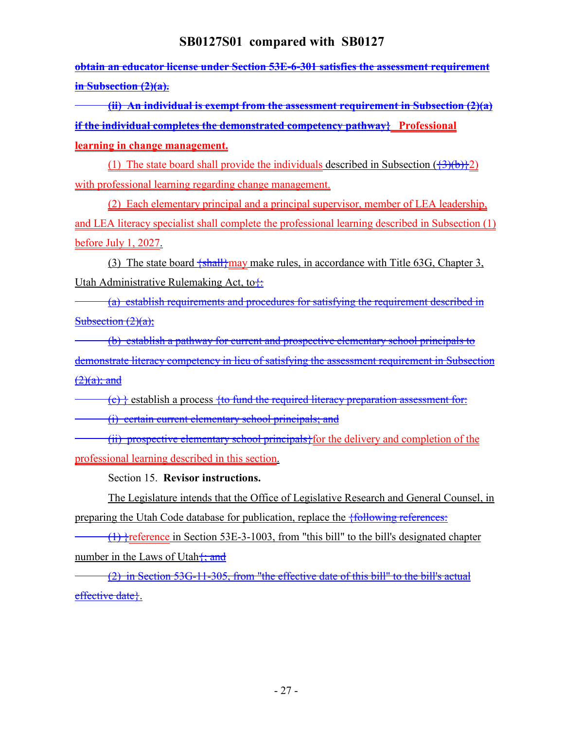~~obtain an educator license under Section 53E-6-301 satisfies the assessment requirement in Subsection (2)(a).~~

~~(ii) An individual is exempt from the assessment requirement in Subsection (2)(a) if the individual completes the demonstrated competency pathway}~~ **Professional learning in change management.**

(1) The state board shall provide the individuals described in Subsection (~~{3)(b)}~~2) with professional learning regarding change management.

(2) Each elementary principal and a principal supervisor, member of LEA leadership, and LEA literacy specialist shall complete the professional learning described in Subsection (1) before July 1, 2027.

(3) The state board ~~{shall}~~may make rules, in accordance with Title 63G, Chapter 3, Utah Administrative Rulemaking Act, to~~{:~~

~~(a) establish requirements and procedures for satisfying the requirement described in Subsection (2)(a);~~

~~(b) establish a pathway for current and prospective elementary school principals to demonstrate literacy competency in lieu of satisfying the assessment requirement in Subsection (2)(a); and~~

~~(c) }~~ establish a process ~~{to fund the required literacy preparation assessment for:~~

~~(i) certain current elementary school principals; and~~

~~(ii) prospective elementary school principals}~~for the delivery and completion of the professional learning described in this section.

Section 15. **Revisor instructions.**

The Legislature intends that the Office of Legislative Research and General Counsel, in preparing the Utah Code database for publication, replace the ~~{following references:~~

~~(1) }~~reference in Section 53E-3-1003, from "this bill" to the bill's designated chapter number in the Laws of Utah~~{; and~~

~~(2) in Section 53G-11-305, from "the effective date of this bill" to the bill's actual effective date}~~.